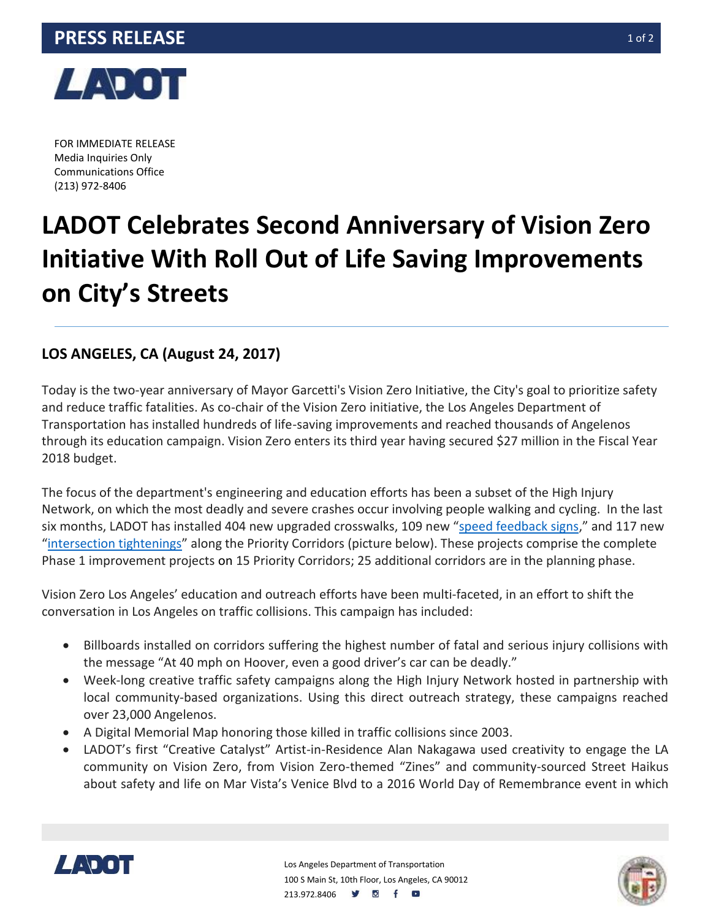**PRESS RELEASE**

FOR IMMEDIATE RELEASE
Media Inquiries Only
Communications Office
(213) 972-8406

# LADOT Celebrates Second Anniversary of Vision Zero Initiative With Roll Out of Life Saving Improvements on City's Streets

**LOS ANGELES, CA (August 24, 2017)**

Today is the two-year anniversary of Mayor Garcetti's Vision Zero Initiative, the City's goal to prioritize safety and reduce traffic fatalities. As co-chair of the Vision Zero initiative, the Los Angeles Department of Transportation has installed hundreds of life-saving improvements and reached thousands of Angelenos through its education campaign. Vision Zero enters its third year having secured $27 million in the Fiscal Year 2018 budget.

The focus of the department's engineering and education efforts has been a subset of the High Injury Network, on which the most deadly and severe crashes occur involving people walking and cycling. In the last six months, LADOT has installed 404 new upgraded crosswalks, 109 new "speed feedback signs," and 117 new "intersection tightenings" along the Priority Corridors (picture below). These projects comprise the complete Phase 1 improvement projects on 15 Priority Corridors; 25 additional corridors are in the planning phase.

Vision Zero Los Angeles' education and outreach efforts have been multi-faceted, in an effort to shift the conversation in Los Angeles on traffic collisions. This campaign has included:

- Billboards installed on corridors suffering the highest number of fatal and serious injury collisions with the message "At 40 mph on Hoover, even a good driver's car can be deadly."
- Week-long creative traffic safety campaigns along the High Injury Network hosted in partnership with local community-based organizations. Using this direct outreach strategy, these campaigns reached over 23,000 Angelenos.
- A Digital Memorial Map honoring those killed in traffic collisions since 2003.
- LADOT's first "Creative Catalyst" Artist-in-Residence Alan Nakagawa used creativity to engage the LA community on Vision Zero, from Vision Zero-themed "Zines" and community-sourced Street Haikus about safety and life on Mar Vista's Venice Blvd to a 2016 World Day of Remembrance event in which

Los Angeles Department of Transportation
100 S Main St, 10th Floor, Los Angeles, CA 90012
213.972.8406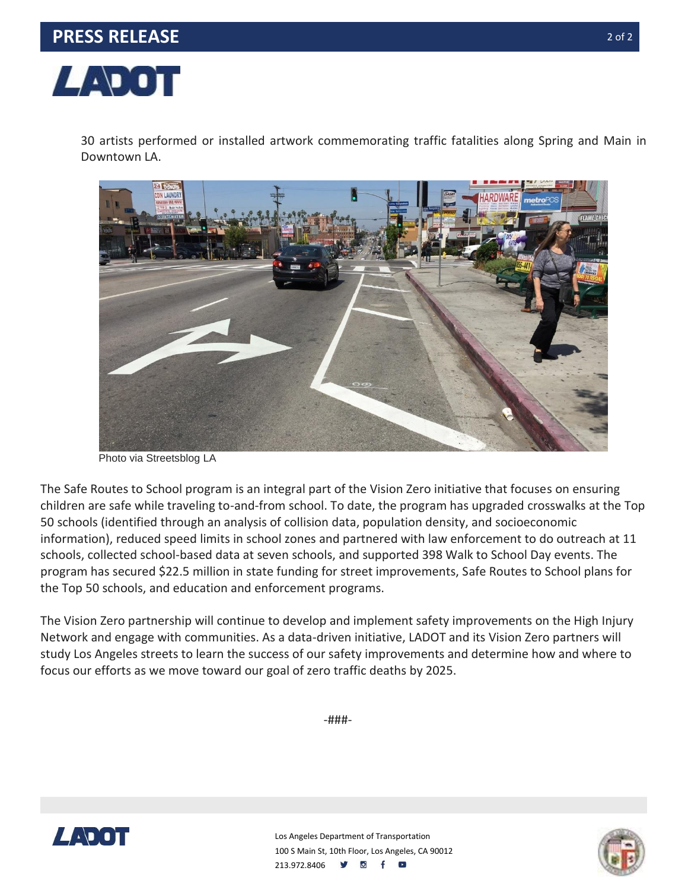30 artists performed or installed artwork commemorating traffic fatalities along Spring and Main in Downtown LA.

Photo via Streetsblog LA

The Safe Routes to School program is an integral part of the Vision Zero initiative that focuses on ensuring children are safe while traveling to-and-from school. To date, the program has upgraded crosswalks at the Top 50 schools (identified through an analysis of collision data, population density, and socioeconomic information), reduced speed limits in school zones and partnered with law enforcement to do outreach at 11 schools, collected school-based data at seven schools, and supported 398 Walk to School Day events. The program has secured $22.5 million in state funding for street improvements, Safe Routes to School plans for the Top 50 schools, and education and enforcement programs.

The Vision Zero partnership will continue to develop and implement safety improvements on the High Injury Network and engage with communities. As a data-driven initiative, LADOT and its Vision Zero partners will study Los Angeles streets to learn the success of our safety improvements and determine how and where to focus our efforts as we move toward our goal of zero traffic deaths by 2025.

-###-

Los Angeles Department of Transportation
100 S Main St, 10th Floor, Los Angeles, CA 90012
213.972.8406